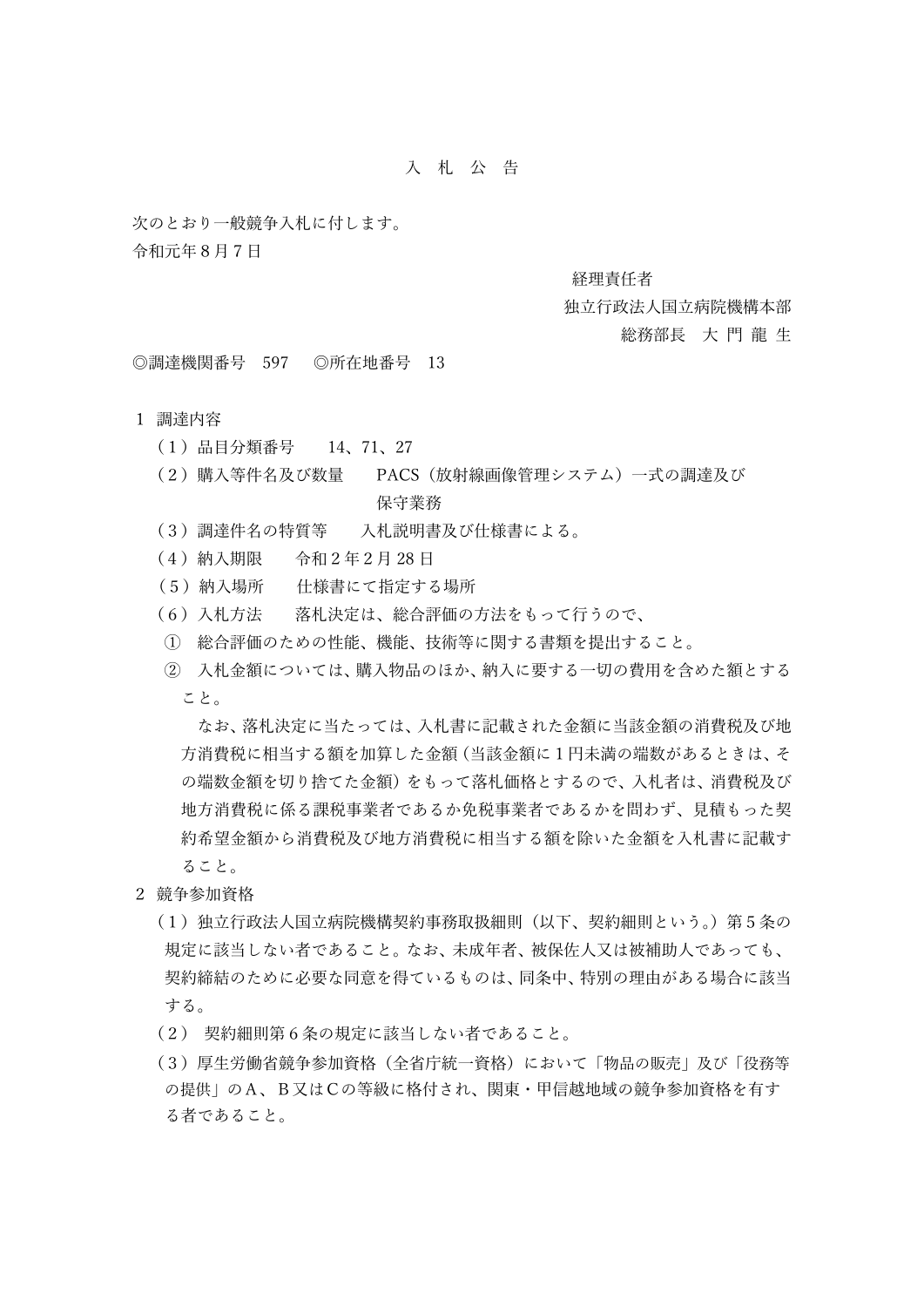# 入 札 公 告

次のとおり一般競争入札に付します。

令和元年８月７日

経理責任者
独立行政法人国立病院機構本部
総務部長　大 門 龍 生

◎調達機関番号　597　◎所在地番号　13

１ 調達内容

（１）品目分類番号　　14、71、27

（２）購入等件名及び数量　　PACS（放射線画像管理システム）一式の調達及び保守業務

（３）調達件名の特質等　　入札説明書及び仕様書による。

（４）納入期限　　令和２年２月 28 日

（５）納入場所　　仕様書にて指定する場所

（６）入札方法　　落札決定は、総合評価の方法をもって行うので、

① 総合評価のための性能、機能、技術等に関する書類を提出すること。

② 入札金額については、購入物品のほか、納入に要する一切の費用を含めた額とすること。

なお、落札決定に当たっては、入札書に記載された金額に当該金額の消費税及び地方消費税に相当する額を加算した金額（当該金額に１円未満の端数があるときは、その端数金額を切り捨てた金額）をもって落札価格とするので、入札者は、消費税及び地方消費税に係る課税事業者であるか免税事業者であるかを問わず、見積もった契約希望金額から消費税及び地方消費税に相当する額を除いた金額を入札書に記載すること。

２ 競争参加資格

（１）独立行政法人国立病院機構契約事務取扱細則（以下、契約細則という。）第５条の規定に該当しない者であること。なお、未成年者、被保佐人又は被補助人であっても、契約締結のために必要な同意を得ているものは、同条中、特別の理由がある場合に該当する。

（２） 契約細則第６条の規定に該当しない者であること。

（３）厚生労働省競争参加資格（全省庁統一資格）において「物品の販売」及び「役務等の提供」のＡ、Ｂ又はＣの等級に格付され、関東・甲信越地域の競争参加資格を有する者であること。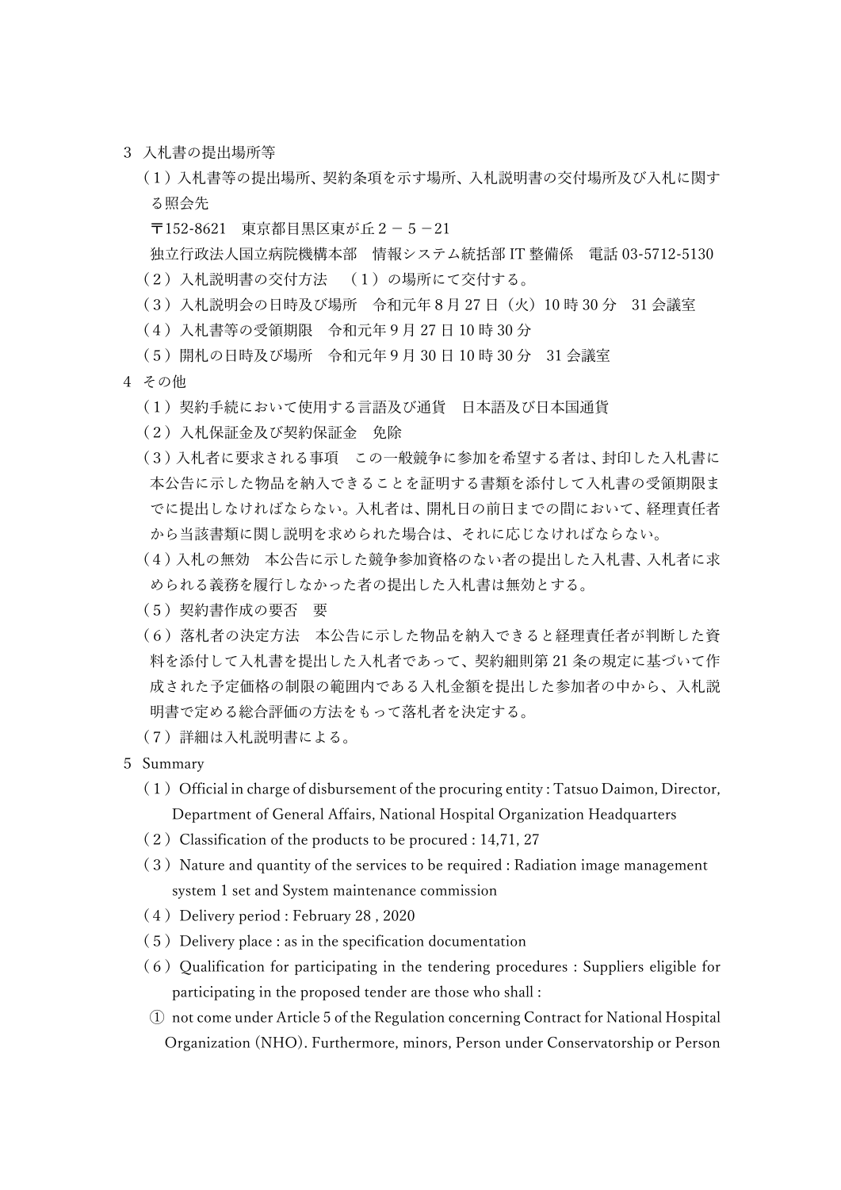3　入札書の提出場所等

（１）入札書等の提出場所、契約条項を示す場所、入札説明書の交付場所及び入札に関する照会先

〒152-8621　東京都目黒区東が丘２－５－21

独立行政法人国立病院機構本部　情報システム統括部 IT 整備係　電話 03-5712-5130

（２）入札説明書の交付方法　（１）の場所にて交付する。

（３）入札説明会の日時及び場所　令和元年８月 27 日（火）10 時 30 分　31 会議室

（４）入札書等の受領期限　令和元年９月 27 日 10 時 30 分

（５）開札の日時及び場所　令和元年９月 30 日 10 時 30 分　31 会議室

4　その他

（１）契約手続において使用する言語及び通貨　日本語及び日本国通貨

（２）入札保証金及び契約保証金　免除

（３）入札者に要求される事項　この一般競争に参加を希望する者は、封印した入札書に本公告に示した物品を納入できることを証明する書類を添付して入札書の受領期限までに提出しなければならない。入札者は、開札日の前日までの間において、経理責任者から当該書類に関し説明を求められた場合は、それに応じなければならない。

（４）入札の無効　本公告に示した競争参加資格のない者の提出した入札書、入札者に求められる義務を履行しなかった者の提出した入札書は無効とする。

（５）契約書作成の要否　要

（６）落札者の決定方法　本公告に示した物品を納入できると経理責任者が判断した資料を添付して入札書を提出した入札者であって、契約細則第 21 条の規定に基づいて作成された予定価格の制限の範囲内である入札金額を提出した参加者の中から、入札説明書で定める総合評価の方法をもって落札者を決定する。

（７）詳細は入札説明書による。

5　Summary

（１）Official in charge of disbursement of the procuring entity : Tatsuo Daimon, Director, Department of General Affairs, National Hospital Organization Headquarters

（２）Classification of the products to be procured : 14,71, 27

（３）Nature and quantity of the services to be required : Radiation image management system 1 set and System maintenance commission

（４）Delivery period : February 28 , 2020

（５）Delivery place : as in the specification documentation

（６）Qualification for participating in the tendering procedures : Suppliers eligible for participating in the proposed tender are those who shall :

① not come under Article 5 of the Regulation concerning Contract for National Hospital Organization (NHO). Furthermore, minors, Person under Conservatorship or Person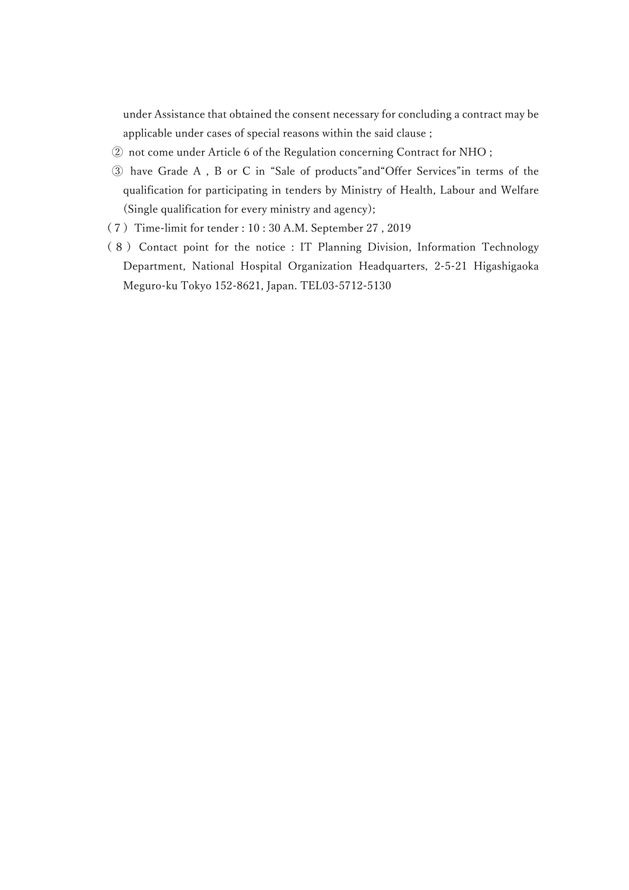under Assistance that obtained the consent necessary for concluding a contract may be applicable under cases of special reasons within the said clause ;

② not come under Article 6 of the Regulation concerning Contract for NHO ;

③ have Grade A , B or C in “Sale of products”and“Offer Services”in terms of the qualification for participating in tenders by Ministry of Health, Labour and Welfare (Single qualification for every ministry and agency);

（７）Time-limit for tender : 10 : 30 A.M. September 27 , 2019

（８）Contact point for the notice : IT Planning Division, Information Technology Department, National Hospital Organization Headquarters, 2-5-21 Higashigaoka Meguro-ku Tokyo 152-8621, Japan. TEL03-5712-5130